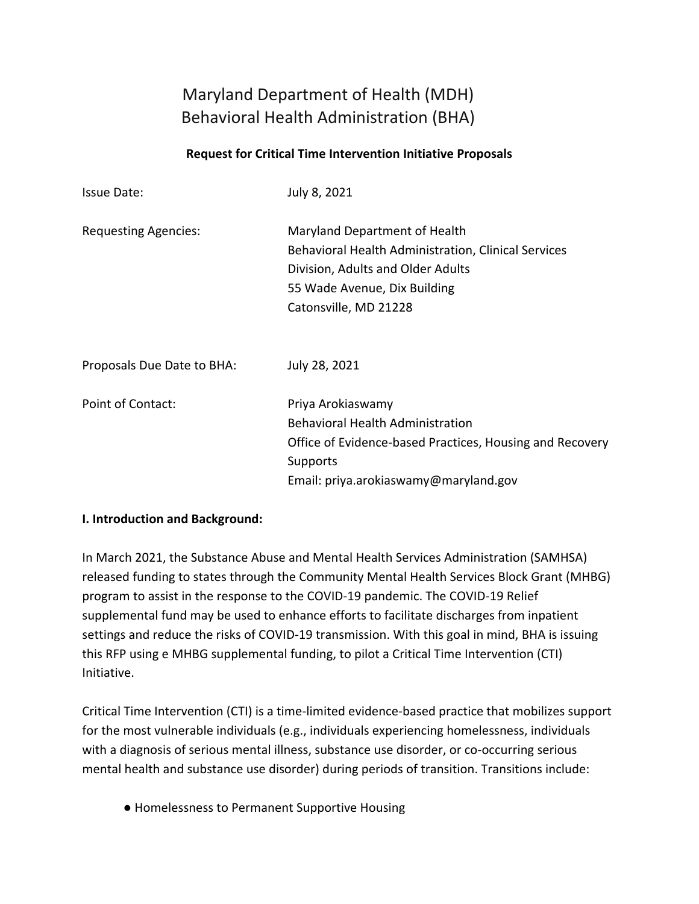# Maryland Department of Health (MDH)
# Behavioral Health Administration (BHA)

**Request for Critical Time Intervention Initiative Proposals**

| | |
|---|---|
| Issue Date: | July 8, 2021 |
| Requesting Agencies: | Maryland Department of Health<br>Behavioral Health Administration, Clinical Services Division, Adults and Older Adults<br>55 Wade Avenue, Dix Building<br>Catonsville, MD 21228 |
| Proposals Due Date to BHA: | July 28, 2021 |
| Point of Contact: | Priya Arokiaswamy<br>Behavioral Health Administration<br>Office of Evidence-based Practices, Housing and Recovery Supports<br>Email: priya.arokiaswamy@maryland.gov |

**I. Introduction and Background:**

In March 2021, the Substance Abuse and Mental Health Services Administration (SAMHSA) released funding to states through the Community Mental Health Services Block Grant (MHBG) program to assist in the response to the COVID-19 pandemic. The COVID-19 Relief supplemental fund may be used to enhance efforts to facilitate discharges from inpatient settings and reduce the risks of COVID-19 transmission. With this goal in mind, BHA is issuing this RFP using e MHBG supplemental funding, to pilot a Critical Time Intervention (CTI) Initiative.

Critical Time Intervention (CTI) is a time-limited evidence-based practice that mobilizes support for the most vulnerable individuals (e.g., individuals experiencing homelessness, individuals with a diagnosis of serious mental illness, substance use disorder, or co-occurring serious mental health and substance use disorder) during periods of transition. Transitions include:

- Homelessness to Permanent Supportive Housing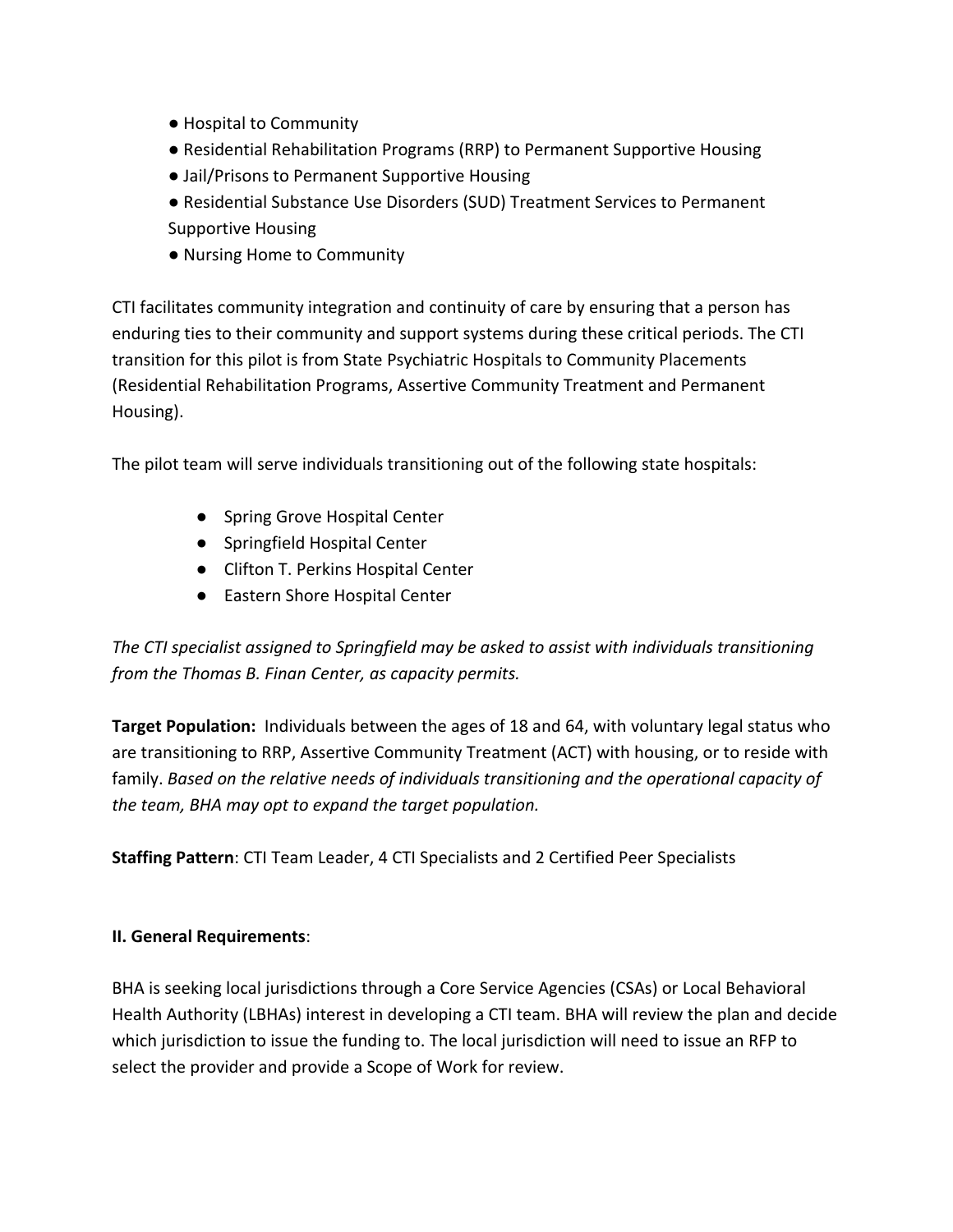- Hospital to Community
- Residential Rehabilitation Programs (RRP) to Permanent Supportive Housing
- Jail/Prisons to Permanent Supportive Housing
- Residential Substance Use Disorders (SUD) Treatment Services to Permanent Supportive Housing
- Nursing Home to Community

CTI facilitates community integration and continuity of care by ensuring that a person has enduring ties to their community and support systems during these critical periods. The CTI transition for this pilot is from State Psychiatric Hospitals to Community Placements (Residential Rehabilitation Programs, Assertive Community Treatment and Permanent Housing).

The pilot team will serve individuals transitioning out of the following state hospitals:

- Spring Grove Hospital Center
- Springfield Hospital Center
- Clifton T. Perkins Hospital Center
- Eastern Shore Hospital Center

*The CTI specialist assigned to Springfield may be asked to assist with individuals transitioning from the Thomas B. Finan Center, as capacity permits.*

**Target Population:** Individuals between the ages of 18 and 64, with voluntary legal status who are transitioning to RRP, Assertive Community Treatment (ACT) with housing, or to reside with family. *Based on the relative needs of individuals transitioning and the operational capacity of the team, BHA may opt to expand the target population.*

**Staffing Pattern**: CTI Team Leader, 4 CTI Specialists and 2 Certified Peer Specialists

## II. General Requirements:

BHA is seeking local jurisdictions through a Core Service Agencies (CSAs) or Local Behavioral Health Authority (LBHAs) interest in developing a CTI team. BHA will review the plan and decide which jurisdiction to issue the funding to. The local jurisdiction will need to issue an RFP to select the provider and provide a Scope of Work for review.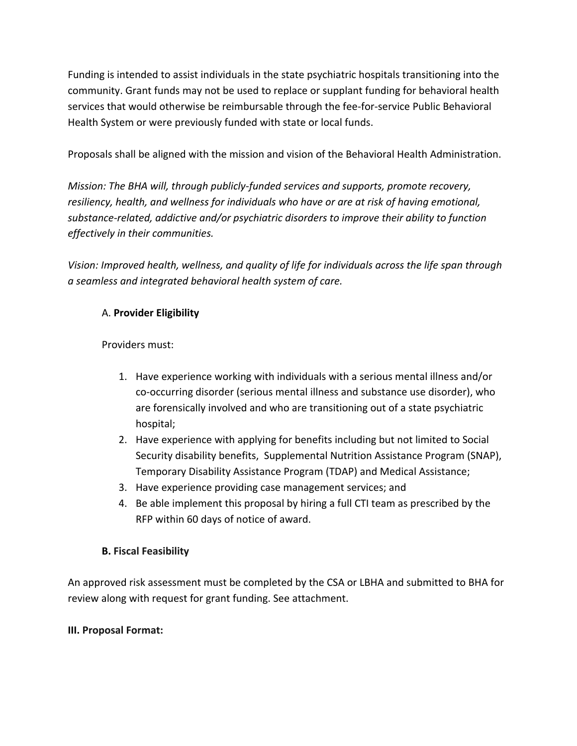Funding is intended to assist individuals in the state psychiatric hospitals transitioning into the community. Grant funds may not be used to replace or supplant funding for behavioral health services that would otherwise be reimbursable through the fee-for-service Public Behavioral Health System or were previously funded with state or local funds.

Proposals shall be aligned with the mission and vision of the Behavioral Health Administration.

*Mission: The BHA will, through publicly-funded services and supports, promote recovery, resiliency, health, and wellness for individuals who have or are at risk of having emotional, substance-related, addictive and/or psychiatric disorders to improve their ability to function effectively in their communities.*

*Vision: Improved health, wellness, and quality of life for individuals across the life span through a seamless and integrated behavioral health system of care.*

A. **Provider Eligibility**

Providers must:

1. Have experience working with individuals with a serious mental illness and/or co-occurring disorder (serious mental illness and substance use disorder), who are forensically involved and who are transitioning out of a state psychiatric hospital;
2. Have experience with applying for benefits including but not limited to Social Security disability benefits, Supplemental Nutrition Assistance Program (SNAP), Temporary Disability Assistance Program (TDAP) and Medical Assistance;
3. Have experience providing case management services; and
4. Be able implement this proposal by hiring a full CTI team as prescribed by the RFP within 60 days of notice of award.

**B. Fiscal Feasibility**

An approved risk assessment must be completed by the CSA or LBHA and submitted to BHA for review along with request for grant funding. See attachment.

**III. Proposal Format:**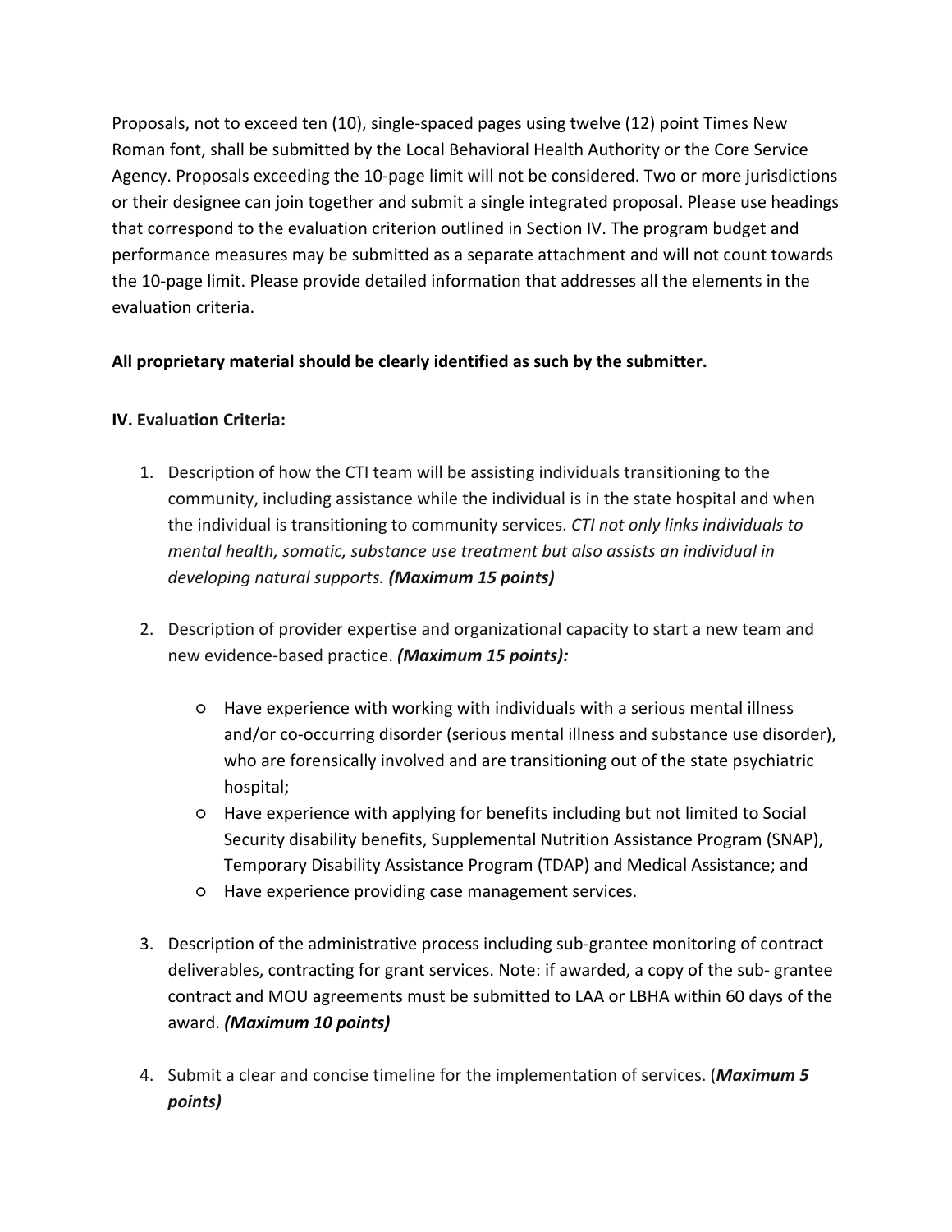Proposals, not to exceed ten (10), single-spaced pages using twelve (12) point Times New Roman font, shall be submitted by the Local Behavioral Health Authority or the Core Service Agency. Proposals exceeding the 10-page limit will not be considered. Two or more jurisdictions or their designee can join together and submit a single integrated proposal. Please use headings that correspond to the evaluation criterion outlined in Section IV. The program budget and performance measures may be submitted as a separate attachment and will not count towards the 10-page limit. Please provide detailed information that addresses all the elements in the evaluation criteria.

**All proprietary material should be clearly identified as such by the submitter.**

**IV. Evaluation Criteria:**

1. Description of how the CTI team will be assisting individuals transitioning to the community, including assistance while the individual is in the state hospital and when the individual is transitioning to community services. *CTI not only links individuals to mental health, somatic, substance use treatment but also assists an individual in developing natural supports.* ***(Maximum 15 points)***

2. Description of provider expertise and organizational capacity to start a new team and new evidence-based practice. ***(Maximum 15 points):***

    - Have experience with working with individuals with a serious mental illness and/or co-occurring disorder (serious mental illness and substance use disorder), who are forensically involved and are transitioning out of the state psychiatric hospital;
    - Have experience with applying for benefits including but not limited to Social Security disability benefits, Supplemental Nutrition Assistance Program (SNAP), Temporary Disability Assistance Program (TDAP) and Medical Assistance; and
    - Have experience providing case management services.

3. Description of the administrative process including sub-grantee monitoring of contract deliverables, contracting for grant services. Note: if awarded, a copy of the sub- grantee contract and MOU agreements must be submitted to LAA or LBHA within 60 days of the award. ***(Maximum 10 points)***

4. Submit a clear and concise timeline for the implementation of services. (***Maximum 5 points)***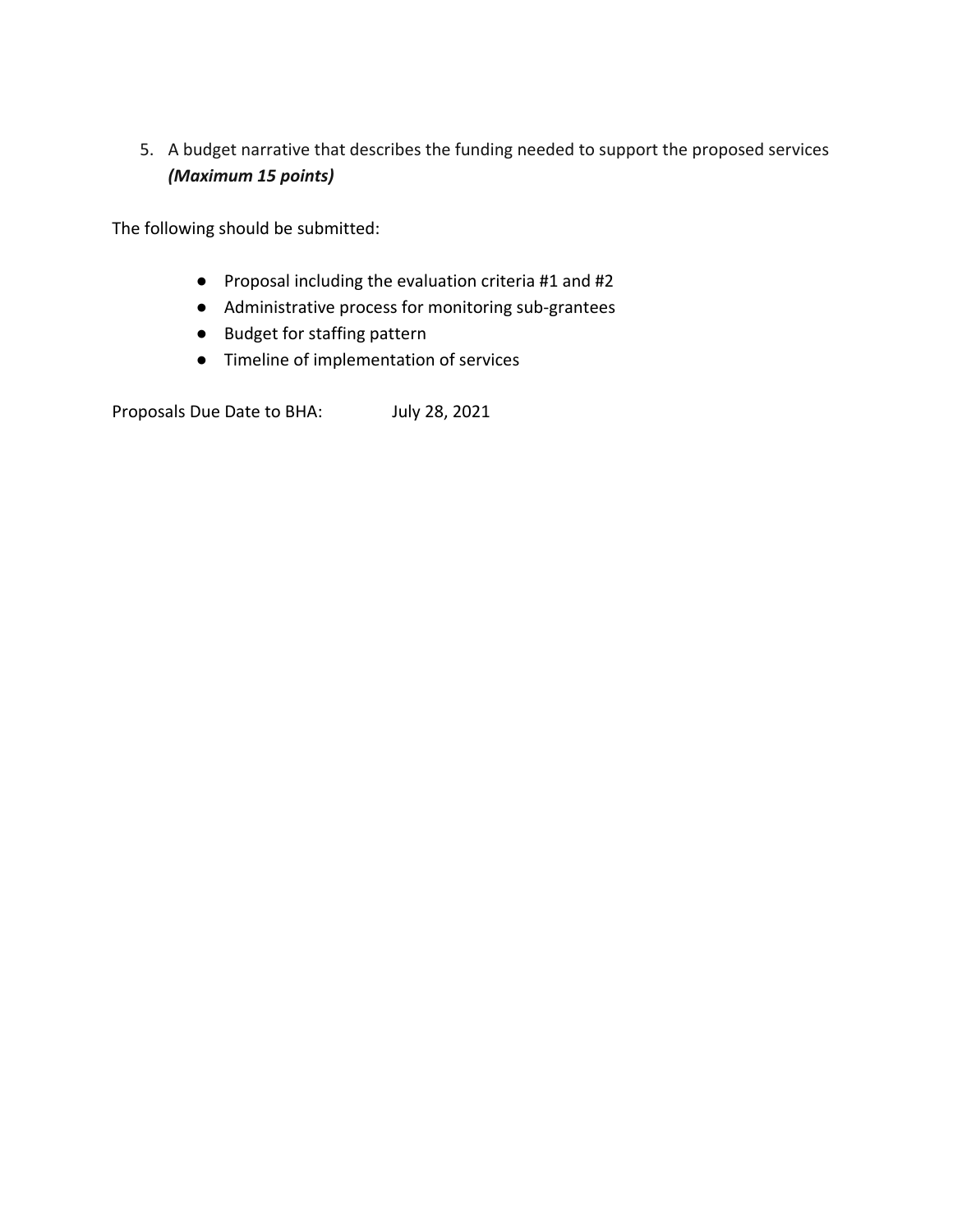5. A budget narrative that describes the funding needed to support the proposed services ***(Maximum 15 points)***

The following should be submitted:

- Proposal including the evaluation criteria #1 and #2
- Administrative process for monitoring sub-grantees
- Budget for staffing pattern
- Timeline of implementation of services

Proposals Due Date to BHA: July 28, 2021